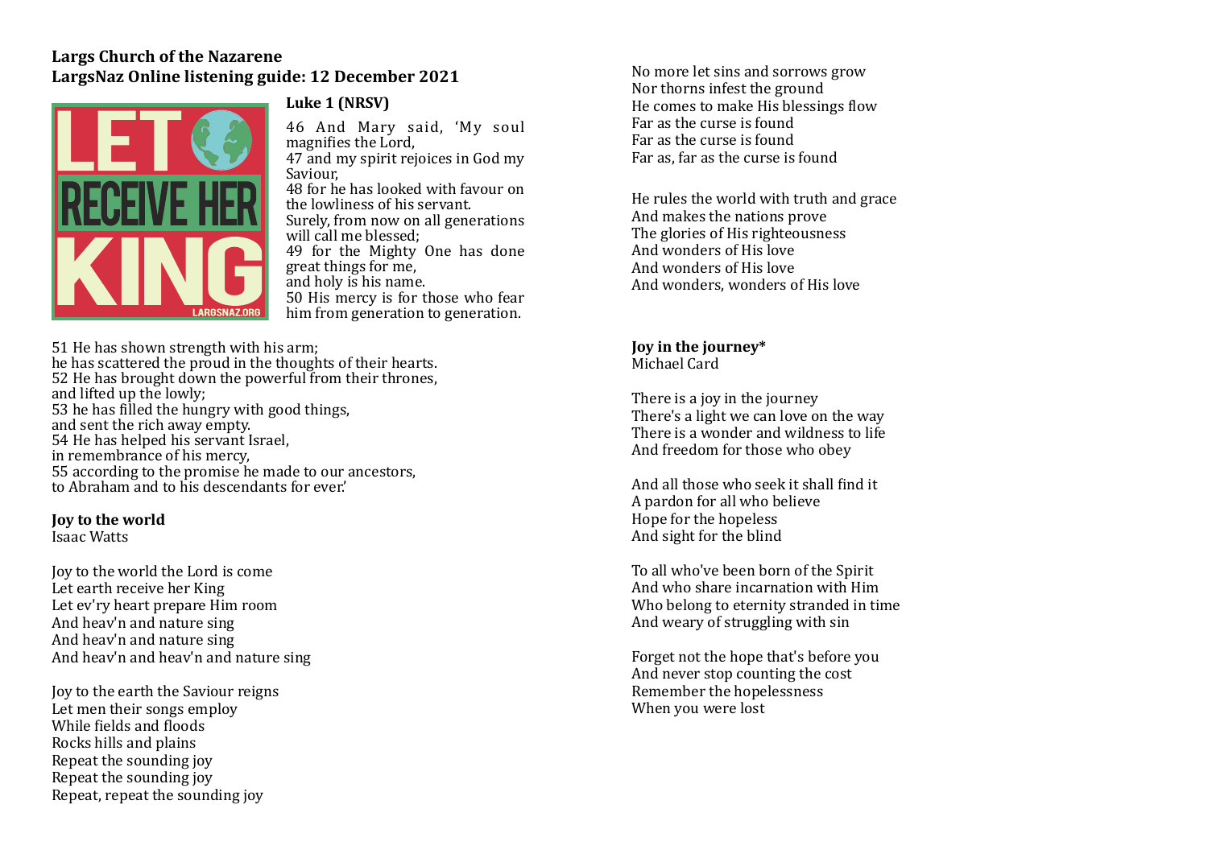**Largs Church of the Nazarene**
**LargsNaz Online listening guide: 12 December 2021**

**Luke 1 (NRSV)**

46 And Mary said, 'My soul magnifies the Lord,
47 and my spirit rejoices in God my Saviour,
48 for he has looked with favour on the lowliness of his servant.
Surely, from now on all generations will call me blessed;
49 for the Mighty One has done great things for me,
and holy is his name.
50 His mercy is for those who fear him from generation to generation.
51 He has shown strength with his arm;
he has scattered the proud in the thoughts of their hearts.
52 He has brought down the powerful from their thrones,
and lifted up the lowly;
53 he has filled the hungry with good things,
and sent the rich away empty.
54 He has helped his servant Israel,
in remembrance of his mercy,
55 according to the promise he made to our ancestors,
to Abraham and to his descendants for ever.'

**Joy to the world**
Isaac Watts

Joy to the world the Lord is come
Let earth receive her King
Let ev'ry heart prepare Him room
And heav'n and nature sing
And heav'n and nature sing
And heav'n and heav'n and nature sing

Joy to the earth the Saviour reigns
Let men their songs employ
While fields and floods
Rocks hills and plains
Repeat the sounding joy
Repeat the sounding joy
Repeat, repeat the sounding joy

No more let sins and sorrows grow
Nor thorns infest the ground
He comes to make His blessings flow
Far as the curse is found
Far as the curse is found
Far as, far as the curse is found

He rules the world with truth and grace
And makes the nations prove
The glories of His righteousness
And wonders of His love
And wonders of His love
And wonders, wonders of His love

**Joy in the journey***
Michael Card

There is a joy in the journey
There's a light we can love on the way
There is a wonder and wildness to life
And freedom for those who obey

And all those who seek it shall find it
A pardon for all who believe
Hope for the hopeless
And sight for the blind

To all who've been born of the Spirit
And who share incarnation with Him
Who belong to eternity stranded in time
And weary of struggling with sin

Forget not the hope that's before you
And never stop counting the cost
Remember the hopelessness
When you were lost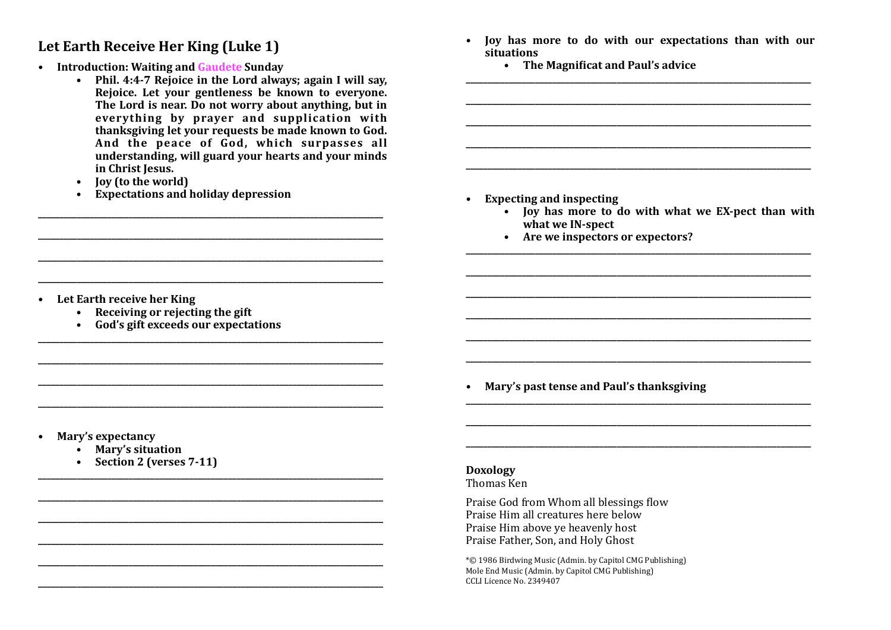## Let Earth Receive Her King (Luke 1)

- **Introduction: Waiting and Gaudete Sunday**
    - **Phil. 4:4-7 Rejoice in the Lord always; again I will say, Rejoice. Let your gentleness be known to everyone. The Lord is near. Do not worry about anything, but in everything by prayer and supplication with thanksgiving let your requests be made known to God. And the peace of God, which surpasses all understanding, will guard your hearts and your minds in Christ Jesus.**
    - **Joy (to the world)**
    - **Expectations and holiday depression**

________________________________________________________________________

________________________________________________________________________

________________________________________________________________________

________________________________________________________________________

- **Let Earth receive her King**
    - **Receiving or rejecting the gift**
    - **God's gift exceeds our expectations**

________________________________________________________________________

________________________________________________________________________

________________________________________________________________________

________________________________________________________________________

- **Mary's expectancy**
    - **Mary's situation**
    - **Section 2 (verses 7-11)**

________________________________________________________________________

________________________________________________________________________

________________________________________________________________________

________________________________________________________________________

________________________________________________________________________

________________________________________________________________________

- **Joy has more to do with our expectations than with our situations**
    - **The Magnificat and Paul's advice**

________________________________________________________________________

________________________________________________________________________

________________________________________________________________________

________________________________________________________________________

________________________________________________________________________

- **Expecting and inspecting**
    - **Joy has more to do with what we EX-pect than with what we IN-spect**
    - **Are we inspectors or expectors?**

________________________________________________________________________

________________________________________________________________________

________________________________________________________________________

________________________________________________________________________

________________________________________________________________________

________________________________________________________________________

- **Mary's past tense and Paul's thanksgiving**

________________________________________________________________________

________________________________________________________________________

________________________________________________________________________

**Doxology**
Thomas Ken

Praise God from Whom all blessings flow
Praise Him all creatures here below
Praise Him above ye heavenly host
Praise Father, Son, and Holy Ghost

*© 1986 Birdwing Music (Admin. by Capitol CMG Publishing)
Mole End Music (Admin. by Capitol CMG Publishing)
CCLI Licence No. 2349407